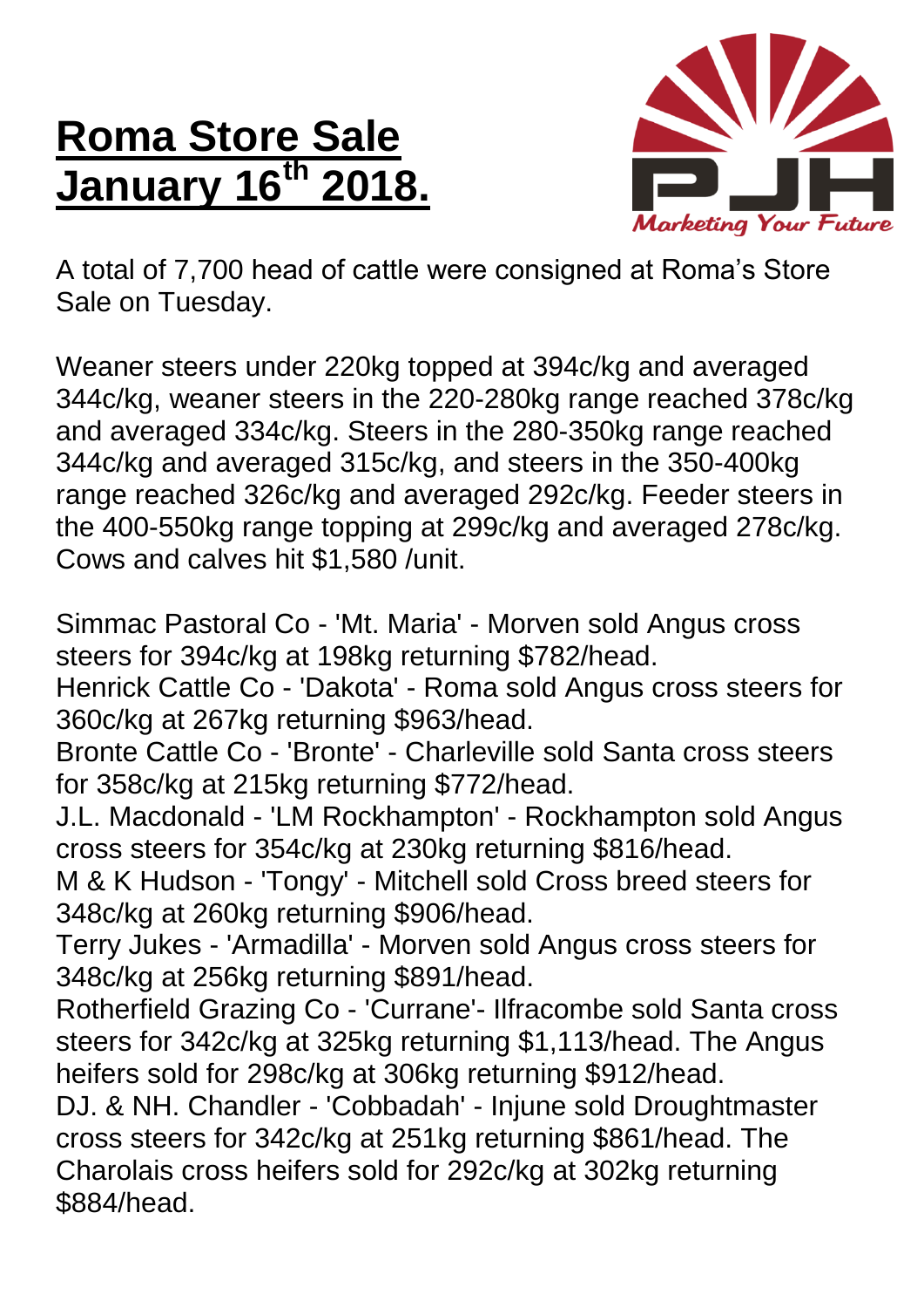# Roma Store Sale January 16th 2018.

*Marketing Your Future*

A total of 7,700 head of cattle were consigned at Roma's Store Sale on Tuesday.

Weaner steers under 220kg topped at 394c/kg and averaged 344c/kg, weaner steers in the 220-280kg range reached 378c/kg and averaged 334c/kg. Steers in the 280-350kg range reached 344c/kg and averaged 315c/kg, and steers in the 350-400kg range reached 326c/kg and averaged 292c/kg. Feeder steers in the 400-550kg range topping at 299c/kg and averaged 278c/kg. Cows and calves hit $1,580 /unit.

Simmac Pastoral Co - 'Mt. Maria' - Morven sold Angus cross steers for 394c/kg at 198kg returning $782/head.
Henrick Cattle Co - 'Dakota' - Roma sold Angus cross steers for 360c/kg at 267kg returning $963/head.
Bronte Cattle Co - 'Bronte' - Charleville sold Santa cross steers for 358c/kg at 215kg returning $772/head.
J.L. Macdonald - 'LM Rockhampton' - Rockhampton sold Angus cross steers for 354c/kg at 230kg returning $816/head.
M & K Hudson - 'Tongy' - Mitchell sold Cross breed steers for 348c/kg at 260kg returning $906/head.
Terry Jukes - 'Armadilla' - Morven sold Angus cross steers for 348c/kg at 256kg returning $891/head.
Rotherfield Grazing Co - 'Currane'- Ilfracombe sold Santa cross steers for 342c/kg at 325kg returning $1,113/head. The Angus heifers sold for 298c/kg at 306kg returning $912/head.
DJ. & NH. Chandler - 'Cobbadah' - Injune sold Droughtmaster cross steers for 342c/kg at 251kg returning $861/head. The Charolais cross heifers sold for 292c/kg at 302kg returning $884/head.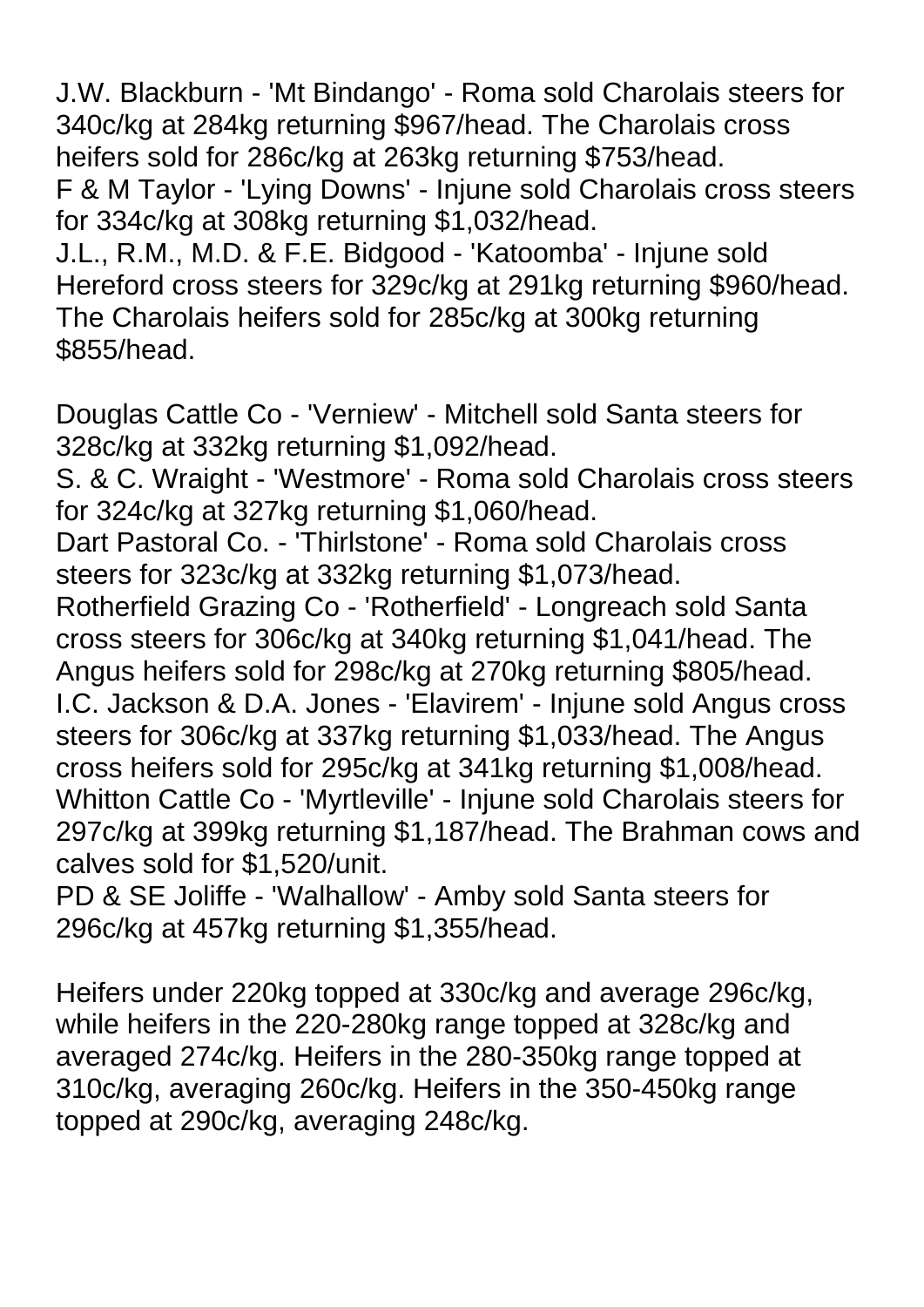J.W. Blackburn - 'Mt Bindango' - Roma sold Charolais steers for 340c/kg at 284kg returning $967/head. The Charolais cross heifers sold for 286c/kg at 263kg returning $753/head.
F & M Taylor - 'Lying Downs' - Injune sold Charolais cross steers for 334c/kg at 308kg returning $1,032/head.
J.L., R.M., M.D. & F.E. Bidgood - 'Katoomba' - Injune sold Hereford cross steers for 329c/kg at 291kg returning $960/head. The Charolais heifers sold for 285c/kg at 300kg returning $855/head.

Douglas Cattle Co - 'Verniew' - Mitchell sold Santa steers for 328c/kg at 332kg returning $1,092/head.
S. & C. Wraight - 'Westmore' - Roma sold Charolais cross steers for 324c/kg at 327kg returning $1,060/head.
Dart Pastoral Co. - 'Thirlstone' - Roma sold Charolais cross steers for 323c/kg at 332kg returning $1,073/head.
Rotherfield Grazing Co - 'Rotherfield' - Longreach sold Santa cross steers for 306c/kg at 340kg returning $1,041/head. The Angus heifers sold for 298c/kg at 270kg returning $805/head.
I.C. Jackson & D.A. Jones - 'Elavirem' - Injune sold Angus cross steers for 306c/kg at 337kg returning $1,033/head. The Angus cross heifers sold for 295c/kg at 341kg returning $1,008/head.
Whitton Cattle Co - 'Myrtleville' - Injune sold Charolais steers for 297c/kg at 399kg returning $1,187/head. The Brahman cows and calves sold for $1,520/unit.
PD & SE Joliffe - 'Walhallow' - Amby sold Santa steers for 296c/kg at 457kg returning $1,355/head.

Heifers under 220kg topped at 330c/kg and average 296c/kg, while heifers in the 220-280kg range topped at 328c/kg and averaged 274c/kg. Heifers in the 280-350kg range topped at 310c/kg, averaging 260c/kg. Heifers in the 350-450kg range topped at 290c/kg, averaging 248c/kg.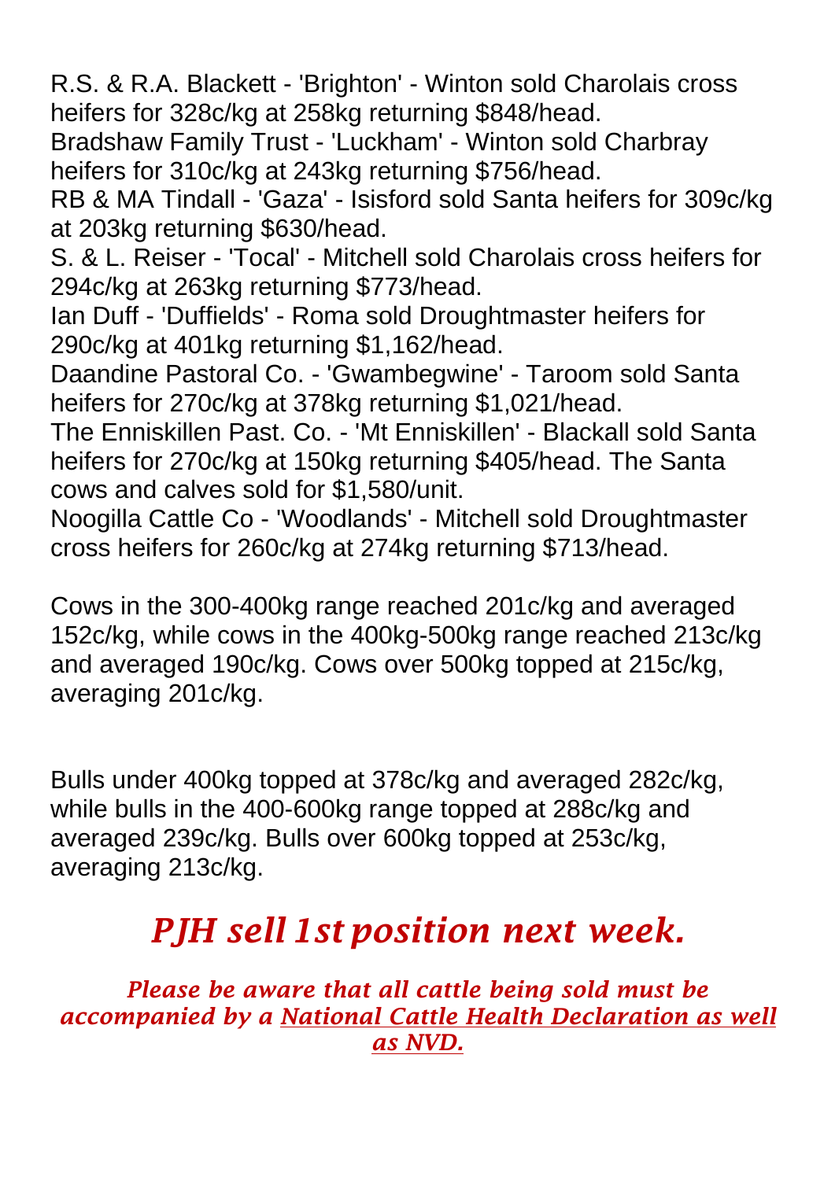R.S. & R.A. Blackett - 'Brighton' - Winton sold Charolais cross heifers for 328c/kg at 258kg returning $848/head.
Bradshaw Family Trust - 'Luckham' - Winton sold Charbray heifers for 310c/kg at 243kg returning $756/head.
RB & MA Tindall - 'Gaza' - Isisford sold Santa heifers for 309c/kg at 203kg returning $630/head.
S. & L. Reiser - 'Tocal' - Mitchell sold Charolais cross heifers for 294c/kg at 263kg returning $773/head.
Ian Duff - 'Duffields' - Roma sold Droughtmaster heifers for 290c/kg at 401kg returning $1,162/head.
Daandine Pastoral Co. - 'Gwambegwine' - Taroom sold Santa heifers for 270c/kg at 378kg returning $1,021/head.
The Enniskillen Past. Co. - 'Mt Enniskillen' - Blackall sold Santa heifers for 270c/kg at 150kg returning $405/head. The Santa cows and calves sold for $1,580/unit.
Noogilla Cattle Co - 'Woodlands' - Mitchell sold Droughtmaster cross heifers for 260c/kg at 274kg returning $713/head.

Cows in the 300-400kg range reached 201c/kg and averaged 152c/kg, while cows in the 400kg-500kg range reached 213c/kg and averaged 190c/kg. Cows over 500kg topped at 215c/kg, averaging 201c/kg.

Bulls under 400kg topped at 378c/kg and averaged 282c/kg, while bulls in the 400-600kg range topped at 288c/kg and averaged 239c/kg. Bulls over 600kg topped at 253c/kg, averaging 213c/kg.

## *PJH sell 1st position next week.*

***Please be aware that all cattle being sold must be accompanied by a National Cattle Health Declaration as well as NVD.***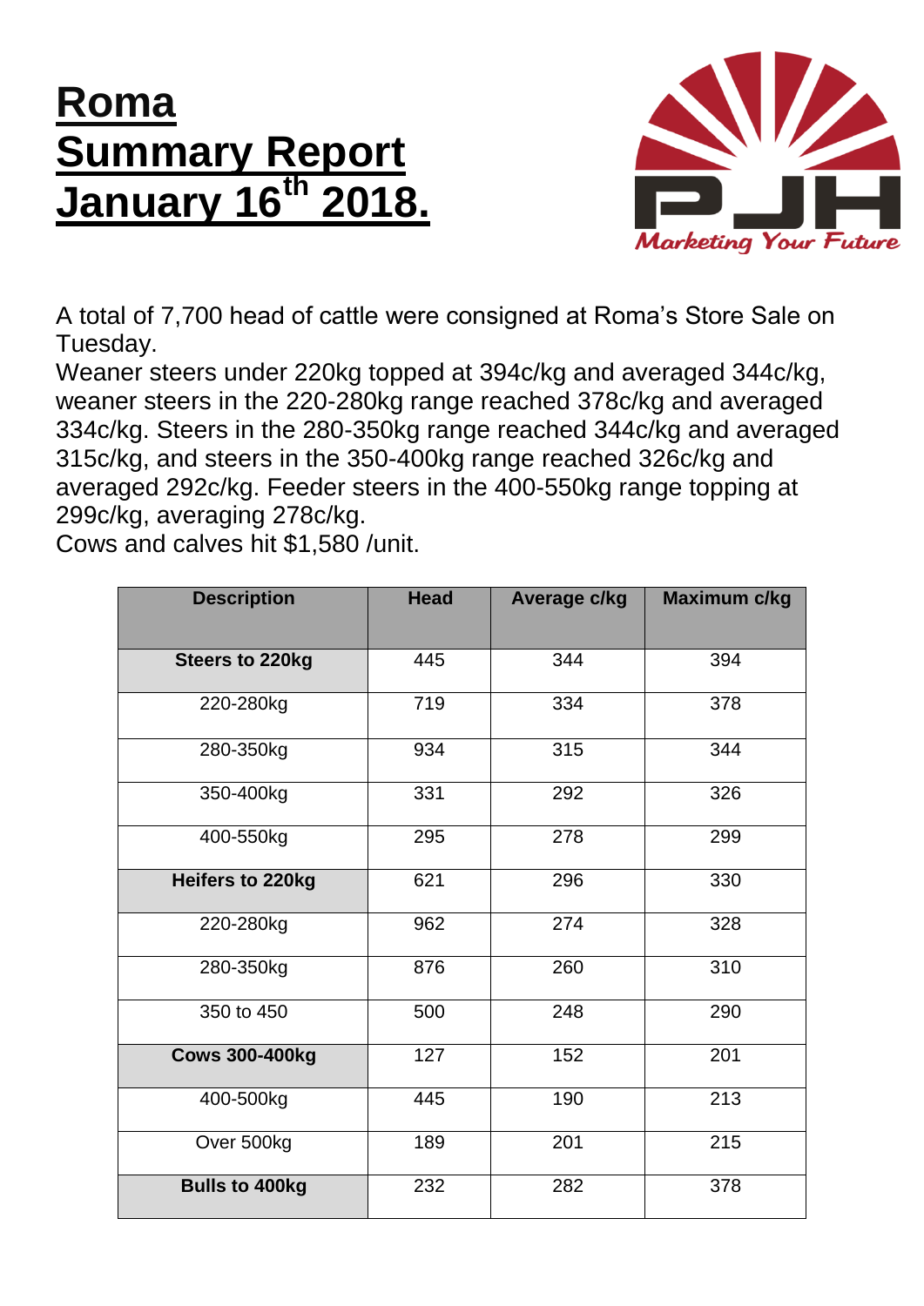# Roma Summary Report January 16th 2018.

PJH
Marketing Your Future

A total of 7,700 head of cattle were consigned at Roma's Store Sale on Tuesday.
Weaner steers under 220kg topped at 394c/kg and averaged 344c/kg, weaner steers in the 220-280kg range reached 378c/kg and averaged 334c/kg. Steers in the 280-350kg range reached 344c/kg and averaged 315c/kg, and steers in the 350-400kg range reached 326c/kg and averaged 292c/kg. Feeder steers in the 400-550kg range topping at 299c/kg, averaging 278c/kg.
Cows and calves hit $1,580 /unit.

| Description | Head | Average c/kg | Maximum c/kg |
|---|---|---|---|
| **Steers to 220kg** | 445 | 344 | 394 |
| 220-280kg | 719 | 334 | 378 |
| 280-350kg | 934 | 315 | 344 |
| 350-400kg | 331 | 292 | 326 |
| 400-550kg | 295 | 278 | 299 |
| **Heifers to 220kg** | 621 | 296 | 330 |
| 220-280kg | 962 | 274 | 328 |
| 280-350kg | 876 | 260 | 310 |
| 350 to 450 | 500 | 248 | 290 |
| **Cows 300-400kg** | 127 | 152 | 201 |
| 400-500kg | 445 | 190 | 213 |
| Over 500kg | 189 | 201 | 215 |
| **Bulls to 400kg** | 232 | 282 | 378 |